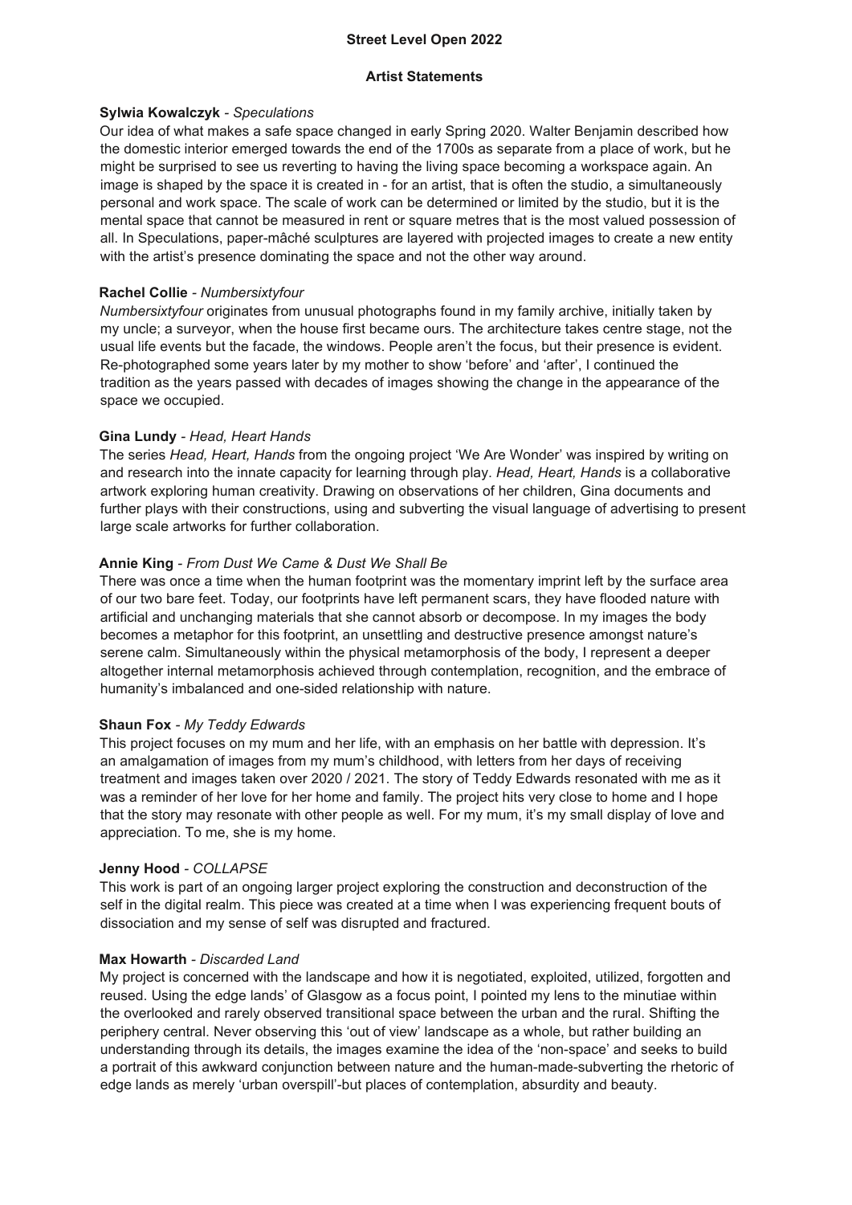# Street Level Open 2022

## Artist Statements

**Sylwia Kowalczyk** - *Speculations*

Our idea of what makes a safe space changed in early Spring 2020. Walter Benjamin described how the domestic interior emerged towards the end of the 1700s as separate from a place of work, but he might be surprised to see us reverting to having the living space becoming a workspace again. An image is shaped by the space it is created in - for an artist, that is often the studio, a simultaneously personal and work space. The scale of work can be determined or limited by the studio, but it is the mental space that cannot be measured in rent or square metres that is the most valued possession of all. In Speculations, paper-mâché sculptures are layered with projected images to create a new entity with the artist's presence dominating the space and not the other way around.

**Rachel Collie** - *Numbersixtyfour*

*Numbersixtyfour* originates from unusual photographs found in my family archive, initially taken by my uncle; a surveyor, when the house first became ours. The architecture takes centre stage, not the usual life events but the facade, the windows. People aren't the focus, but their presence is evident. Re-photographed some years later by my mother to show 'before' and 'after', I continued the tradition as the years passed with decades of images showing the change in the appearance of the space we occupied.

**Gina Lundy** - *Head, Heart Hands*

The series *Head, Heart, Hands* from the ongoing project 'We Are Wonder' was inspired by writing on and research into the innate capacity for learning through play. *Head, Heart, Hands* is a collaborative artwork exploring human creativity. Drawing on observations of her children, Gina documents and further plays with their constructions, using and subverting the visual language of advertising to present large scale artworks for further collaboration.

**Annie King** - *From Dust We Came & Dust We Shall Be*

There was once a time when the human footprint was the momentary imprint left by the surface area of our two bare feet. Today, our footprints have left permanent scars, they have flooded nature with artificial and unchanging materials that she cannot absorb or decompose. In my images the body becomes a metaphor for this footprint, an unsettling and destructive presence amongst nature's serene calm. Simultaneously within the physical metamorphosis of the body, I represent a deeper altogether internal metamorphosis achieved through contemplation, recognition, and the embrace of humanity's imbalanced and one-sided relationship with nature.

**Shaun Fox** - *My Teddy Edwards*

This project focuses on my mum and her life, with an emphasis on her battle with depression. It's an amalgamation of images from my mum's childhood, with letters from her days of receiving treatment and images taken over 2020 / 2021. The story of Teddy Edwards resonated with me as it was a reminder of her love for her home and family. The project hits very close to home and I hope that the story may resonate with other people as well. For my mum, it's my small display of love and appreciation. To me, she is my home.

**Jenny Hood** - *COLLAPSE*

This work is part of an ongoing larger project exploring the construction and deconstruction of the self in the digital realm. This piece was created at a time when I was experiencing frequent bouts of dissociation and my sense of self was disrupted and fractured.

**Max Howarth** - *Discarded Land*

My project is concerned with the landscape and how it is negotiated, exploited, utilized, forgotten and reused. Using the edge lands' of Glasgow as a focus point, I pointed my lens to the minutiae within the overlooked and rarely observed transitional space between the urban and the rural. Shifting the periphery central. Never observing this 'out of view' landscape as a whole, but rather building an understanding through its details, the images examine the idea of the 'non-space' and seeks to build a portrait of this awkward conjunction between nature and the human-made-subverting the rhetoric of edge lands as merely 'urban overspill'-but places of contemplation, absurdity and beauty.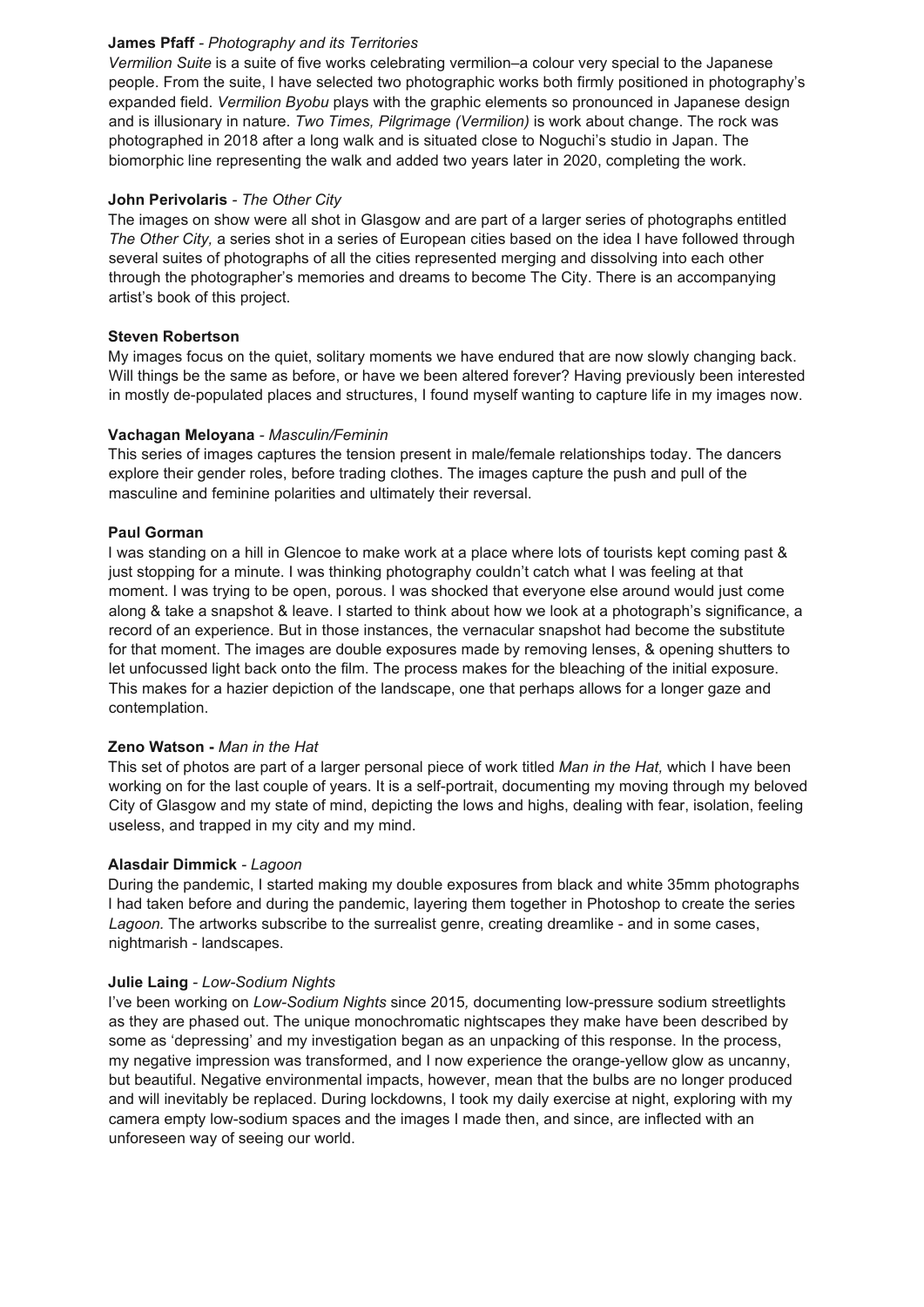**James Pfaff** - *Photography and its Territories*

*Vermilion Suite* is a suite of five works celebrating vermilion–a colour very special to the Japanese people. From the suite, I have selected two photographic works both firmly positioned in photography's expanded field. *Vermilion Byobu* plays with the graphic elements so pronounced in Japanese design and is illusionary in nature. *Two Times, Pilgrimage (Vermilion)* is work about change. The rock was photographed in 2018 after a long walk and is situated close to Noguchi's studio in Japan. The biomorphic line representing the walk and added two years later in 2020, completing the work.

**John Perivolaris** - *The Other City*

The images on show were all shot in Glasgow and are part of a larger series of photographs entitled *The Other City,* a series shot in a series of European cities based on the idea I have followed through several suites of photographs of all the cities represented merging and dissolving into each other through the photographer's memories and dreams to become The City. There is an accompanying artist's book of this project.

**Steven Robertson**

My images focus on the quiet, solitary moments we have endured that are now slowly changing back. Will things be the same as before, or have we been altered forever? Having previously been interested in mostly de-populated places and structures, I found myself wanting to capture life in my images now.

**Vachagan Meloyana** - *Masculin/Feminin*

This series of images captures the tension present in male/female relationships today. The dancers explore their gender roles, before trading clothes. The images capture the push and pull of the masculine and feminine polarities and ultimately their reversal.

**Paul Gorman**

I was standing on a hill in Glencoe to make work at a place where lots of tourists kept coming past & just stopping for a minute. I was thinking photography couldn't catch what I was feeling at that moment. I was trying to be open, porous. I was shocked that everyone else around would just come along & take a snapshot & leave. I started to think about how we look at a photograph's significance, a record of an experience. But in those instances, the vernacular snapshot had become the substitute for that moment. The images are double exposures made by removing lenses, & opening shutters to let unfocussed light back onto the film. The process makes for the bleaching of the initial exposure. This makes for a hazier depiction of the landscape, one that perhaps allows for a longer gaze and contemplation.

**Zeno Watson -** *Man in the Hat*

This set of photos are part of a larger personal piece of work titled *Man in the Hat,* which I have been working on for the last couple of years. It is a self-portrait, documenting my moving through my beloved City of Glasgow and my state of mind, depicting the lows and highs, dealing with fear, isolation, feeling useless, and trapped in my city and my mind.

**Alasdair Dimmick** - *Lagoon*

During the pandemic, I started making my double exposures from black and white 35mm photographs I had taken before and during the pandemic, layering them together in Photoshop to create the series *Lagoon.* The artworks subscribe to the surrealist genre, creating dreamlike - and in some cases, nightmarish - landscapes.

**Julie Laing** - *Low-Sodium Nights*

I've been working on *Low-Sodium Nights* since 2015*,* documenting low-pressure sodium streetlights as they are phased out. The unique monochromatic nightscapes they make have been described by some as 'depressing' and my investigation began as an unpacking of this response. In the process, my negative impression was transformed, and I now experience the orange-yellow glow as uncanny, but beautiful. Negative environmental impacts, however, mean that the bulbs are no longer produced and will inevitably be replaced. During lockdowns, I took my daily exercise at night, exploring with my camera empty low-sodium spaces and the images I made then, and since, are inflected with an unforeseen way of seeing our world.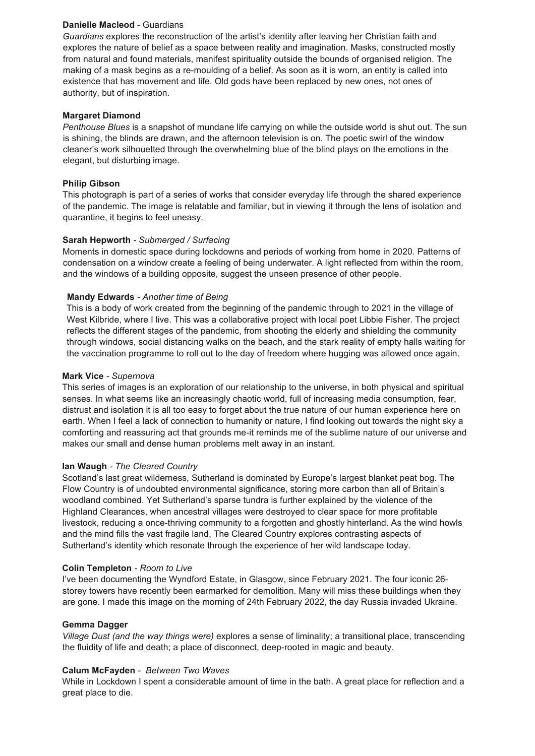**Danielle Macleod** - Guardians

*Guardians* explores the reconstruction of the artist's identity after leaving her Christian faith and explores the nature of belief as a space between reality and imagination. Masks, constructed mostly from natural and found materials, manifest spirituality outside the bounds of organised religion. The making of a mask begins as a re-moulding of a belief. As soon as it is worn, an entity is called into existence that has movement and life. Old gods have been replaced by new ones, not ones of authority, but of inspiration.

**Margaret Diamond**

*Penthouse Blues* is a snapshot of mundane life carrying on while the outside world is shut out. The sun is shining, the blinds are drawn, and the afternoon television is on. The poetic swirl of the window cleaner's work silhouetted through the overwhelming blue of the blind plays on the emotions in the elegant, but disturbing image.

**Philip Gibson**

This photograph is part of a series of works that consider everyday life through the shared experience of the pandemic. The image is relatable and familiar, but in viewing it through the lens of isolation and quarantine, it begins to feel uneasy.

**Sarah Hepworth** - *Submerged / Surfacing*

Moments in domestic space during lockdowns and periods of working from home in 2020. Patterns of condensation on a window create a feeling of being underwater. A light reflected from within the room, and the windows of a building opposite, suggest the unseen presence of other people.

**Mandy Edwards** - *Another time of Being*

This is a body of work created from the beginning of the pandemic through to 2021 in the village of West Kilbride, where I live. This was a collaborative project with local poet Libbie Fisher. The project reflects the different stages of the pandemic, from shooting the elderly and shielding the community through windows, social distancing walks on the beach, and the stark reality of empty halls waiting for the vaccination programme to roll out to the day of freedom where hugging was allowed once again.

**Mark Vice** - *Supernova*

This series of images is an exploration of our relationship to the universe, in both physical and spiritual senses. In what seems like an increasingly chaotic world, full of increasing media consumption, fear, distrust and isolation it is all too easy to forget about the true nature of our human experience here on earth. When I feel a lack of connection to humanity or nature, I find looking out towards the night sky a comforting and reassuring act that grounds me-it reminds me of the sublime nature of our universe and makes our small and dense human problems melt away in an instant.

**Ian Waugh** - *The Cleared Country*

Scotland's last great wilderness, Sutherland is dominated by Europe's largest blanket peat bog. The Flow Country is of undoubted environmental significance, storing more carbon than all of Britain's woodland combined. Yet Sutherland's sparse tundra is further explained by the violence of the Highland Clearances, when ancestral villages were destroyed to clear space for more profitable livestock, reducing a once-thriving community to a forgotten and ghostly hinterland. As the wind howls and the mind fills the vast fragile land, The Cleared Country explores contrasting aspects of Sutherland's identity which resonate through the experience of her wild landscape today.

**Colin Templeton** - *Room to Live*

I've been documenting the Wyndford Estate, in Glasgow, since February 2021. The four iconic 26-storey towers have recently been earmarked for demolition. Many will miss these buildings when they are gone. I made this image on the morning of 24th February 2022, the day Russia invaded Ukraine.

**Gemma Dagger**

*Village Dust (and the way things were)* explores a sense of liminality; a transitional place, transcending the fluidity of life and death; a place of disconnect, deep-rooted in magic and beauty.

**Calum McFayden** - *Between Two Waves*

While in Lockdown I spent a considerable amount of time in the bath. A great place for reflection and a great place to die.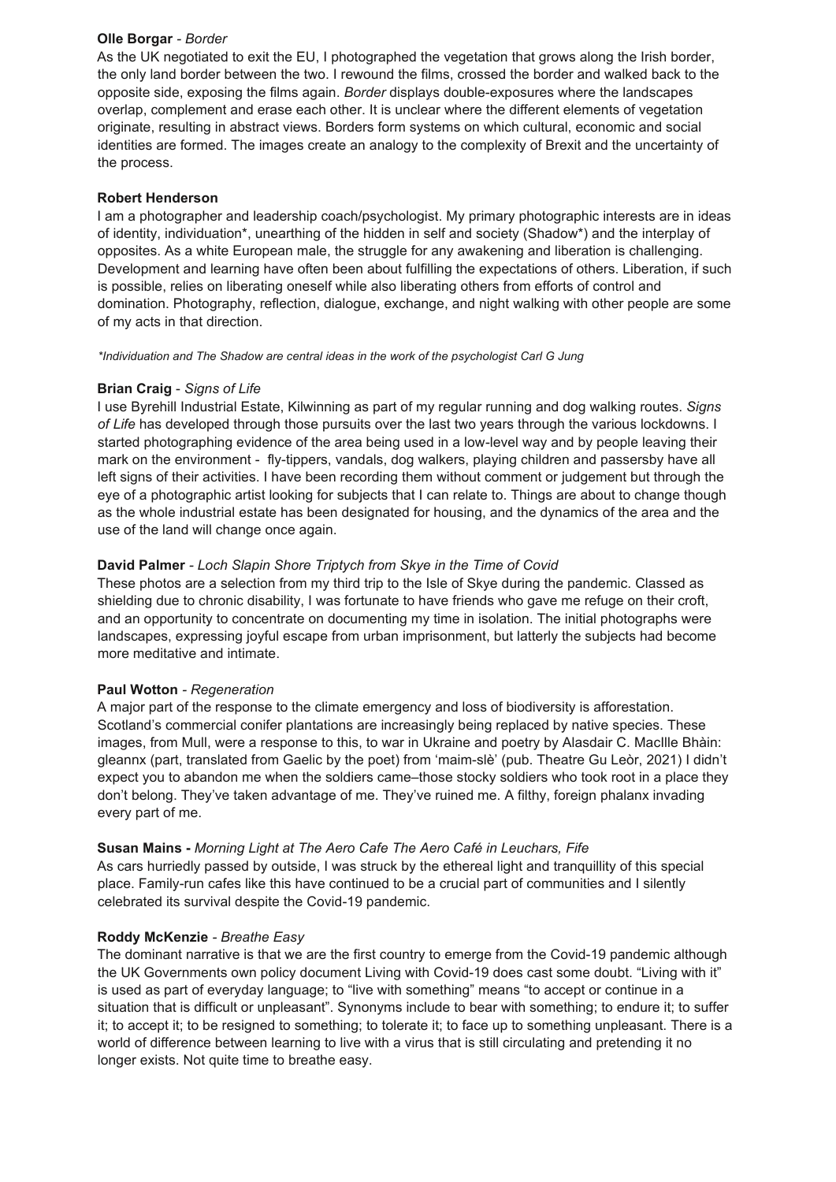**Olle Borgar** - *Border*

As the UK negotiated to exit the EU, I photographed the vegetation that grows along the Irish border, the only land border between the two. I rewound the films, crossed the border and walked back to the opposite side, exposing the films again. *Border* displays double-exposures where the landscapes overlap, complement and erase each other. It is unclear where the different elements of vegetation originate, resulting in abstract views. Borders form systems on which cultural, economic and social identities are formed. The images create an analogy to the complexity of Brexit and the uncertainty of the process.

**Robert Henderson**

I am a photographer and leadership coach/psychologist. My primary photographic interests are in ideas of identity, individuation*, unearthing of the hidden in self and society (Shadow*) and the interplay of opposites. As a white European male, the struggle for any awakening and liberation is challenging. Development and learning have often been about fulfilling the expectations of others. Liberation, if such is possible, relies on liberating oneself while also liberating others from efforts of control and domination. Photography, reflection, dialogue, exchange, and night walking with other people are some of my acts in that direction.

*\*Individuation and The Shadow are central ideas in the work of the psychologist Carl G Jung*

**Brian Craig** - *Signs of Life*

I use Byrehill Industrial Estate, Kilwinning as part of my regular running and dog walking routes. *Signs of Life* has developed through those pursuits over the last two years through the various lockdowns. I started photographing evidence of the area being used in a low-level way and by people leaving their mark on the environment - fly-tippers, vandals, dog walkers, playing children and passersby have all left signs of their activities. I have been recording them without comment or judgement but through the eye of a photographic artist looking for subjects that I can relate to. Things are about to change though as the whole industrial estate has been designated for housing, and the dynamics of the area and the use of the land will change once again.

**David Palmer** - *Loch Slapin Shore Triptych from Skye in the Time of Covid*

These photos are a selection from my third trip to the Isle of Skye during the pandemic. Classed as shielding due to chronic disability, I was fortunate to have friends who gave me refuge on their croft, and an opportunity to concentrate on documenting my time in isolation. The initial photographs were landscapes, expressing joyful escape from urban imprisonment, but latterly the subjects had become more meditative and intimate.

**Paul Wotton** - *Regeneration*

A major part of the response to the climate emergency and loss of biodiversity is afforestation. Scotland's commercial conifer plantations are increasingly being replaced by native species. These images, from Mull, were a response to this, to war in Ukraine and poetry by Alasdair C. MacIlle Bhàin: gleannx (part, translated from Gaelic by the poet) from 'maim-slè' (pub. Theatre Gu Leòr, 2021) I didn't expect you to abandon me when the soldiers came–those stocky soldiers who took root in a place they don't belong. They've taken advantage of me. They've ruined me. A filthy, foreign phalanx invading every part of me.

**Susan Mains -** *Morning Light at The Aero Cafe The Aero Café in Leuchars, Fife*

As cars hurriedly passed by outside, I was struck by the ethereal light and tranquillity of this special place. Family-run cafes like this have continued to be a crucial part of communities and I silently celebrated its survival despite the Covid-19 pandemic.

**Roddy McKenzie** - *Breathe Easy*

The dominant narrative is that we are the first country to emerge from the Covid-19 pandemic although the UK Governments own policy document Living with Covid-19 does cast some doubt. "Living with it" is used as part of everyday language; to "live with something" means "to accept or continue in a situation that is difficult or unpleasant". Synonyms include to bear with something; to endure it; to suffer it; to accept it; to be resigned to something; to tolerate it; to face up to something unpleasant. There is a world of difference between learning to live with a virus that is still circulating and pretending it no longer exists. Not quite time to breathe easy.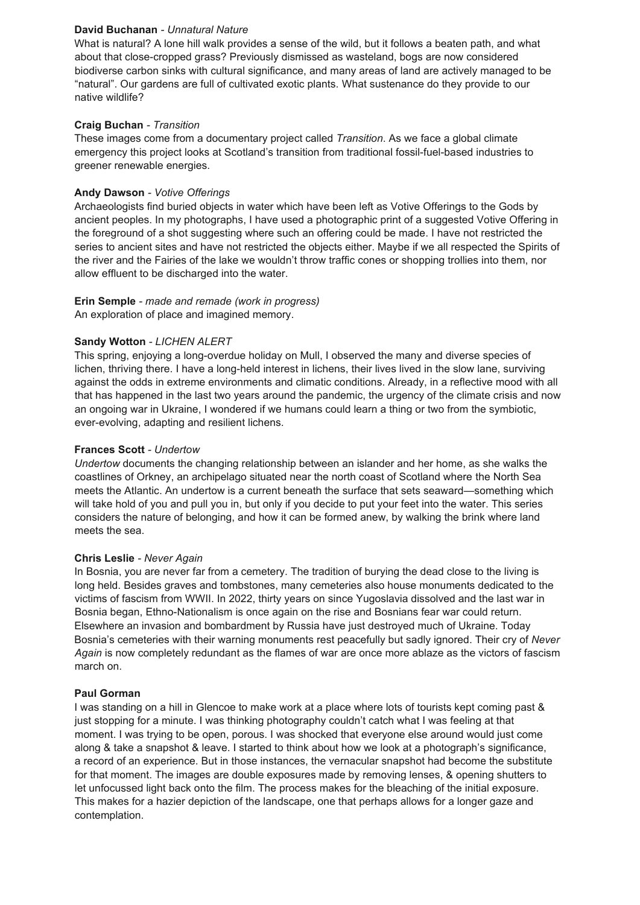**David Buchanan** - *Unnatural Nature*
What is natural? A lone hill walk provides a sense of the wild, but it follows a beaten path, and what about that close-cropped grass? Previously dismissed as wasteland, bogs are now considered biodiverse carbon sinks with cultural significance, and many areas of land are actively managed to be "natural". Our gardens are full of cultivated exotic plants. What sustenance do they provide to our native wildlife?

**Craig Buchan** - *Transition*
These images come from a documentary project called *Transition*. As we face a global climate emergency this project looks at Scotland's transition from traditional fossil-fuel-based industries to greener renewable energies.

**Andy Dawson** - *Votive Offerings*
Archaeologists find buried objects in water which have been left as Votive Offerings to the Gods by ancient peoples. In my photographs, I have used a photographic print of a suggested Votive Offering in the foreground of a shot suggesting where such an offering could be made. I have not restricted the series to ancient sites and have not restricted the objects either. Maybe if we all respected the Spirits of the river and the Fairies of the lake we wouldn't throw traffic cones or shopping trollies into them, nor allow effluent to be discharged into the water.

**Erin Semple** - *made and remade (work in progress)*
An exploration of place and imagined memory.

**Sandy Wotton** - *LICHEN ALERT*
This spring, enjoying a long-overdue holiday on Mull, I observed the many and diverse species of lichen, thriving there. I have a long-held interest in lichens, their lives lived in the slow lane, surviving against the odds in extreme environments and climatic conditions. Already, in a reflective mood with all that has happened in the last two years around the pandemic, the urgency of the climate crisis and now an ongoing war in Ukraine, I wondered if we humans could learn a thing or two from the symbiotic, ever-evolving, adapting and resilient lichens.

**Frances Scott** - *Undertow*
*Undertow* documents the changing relationship between an islander and her home, as she walks the coastlines of Orkney, an archipelago situated near the north coast of Scotland where the North Sea meets the Atlantic. An undertow is a current beneath the surface that sets seaward—something which will take hold of you and pull you in, but only if you decide to put your feet into the water. This series considers the nature of belonging, and how it can be formed anew, by walking the brink where land meets the sea.

**Chris Leslie** - *Never Again*
In Bosnia, you are never far from a cemetery. The tradition of burying the dead close to the living is long held. Besides graves and tombstones, many cemeteries also house monuments dedicated to the victims of fascism from WWII. In 2022, thirty years on since Yugoslavia dissolved and the last war in Bosnia began, Ethno-Nationalism is once again on the rise and Bosnians fear war could return. Elsewhere an invasion and bombardment by Russia have just destroyed much of Ukraine. Today Bosnia's cemeteries with their warning monuments rest peacefully but sadly ignored. Their cry of *Never Again* is now completely redundant as the flames of war are once more ablaze as the victors of fascism march on.

**Paul Gorman**
I was standing on a hill in Glencoe to make work at a place where lots of tourists kept coming past & just stopping for a minute. I was thinking photography couldn't catch what I was feeling at that moment. I was trying to be open, porous. I was shocked that everyone else around would just come along & take a snapshot & leave. I started to think about how we look at a photograph's significance, a record of an experience. But in those instances, the vernacular snapshot had become the substitute for that moment. The images are double exposures made by removing lenses, & opening shutters to let unfocussed light back onto the film. The process makes for the bleaching of the initial exposure. This makes for a hazier depiction of the landscape, one that perhaps allows for a longer gaze and contemplation.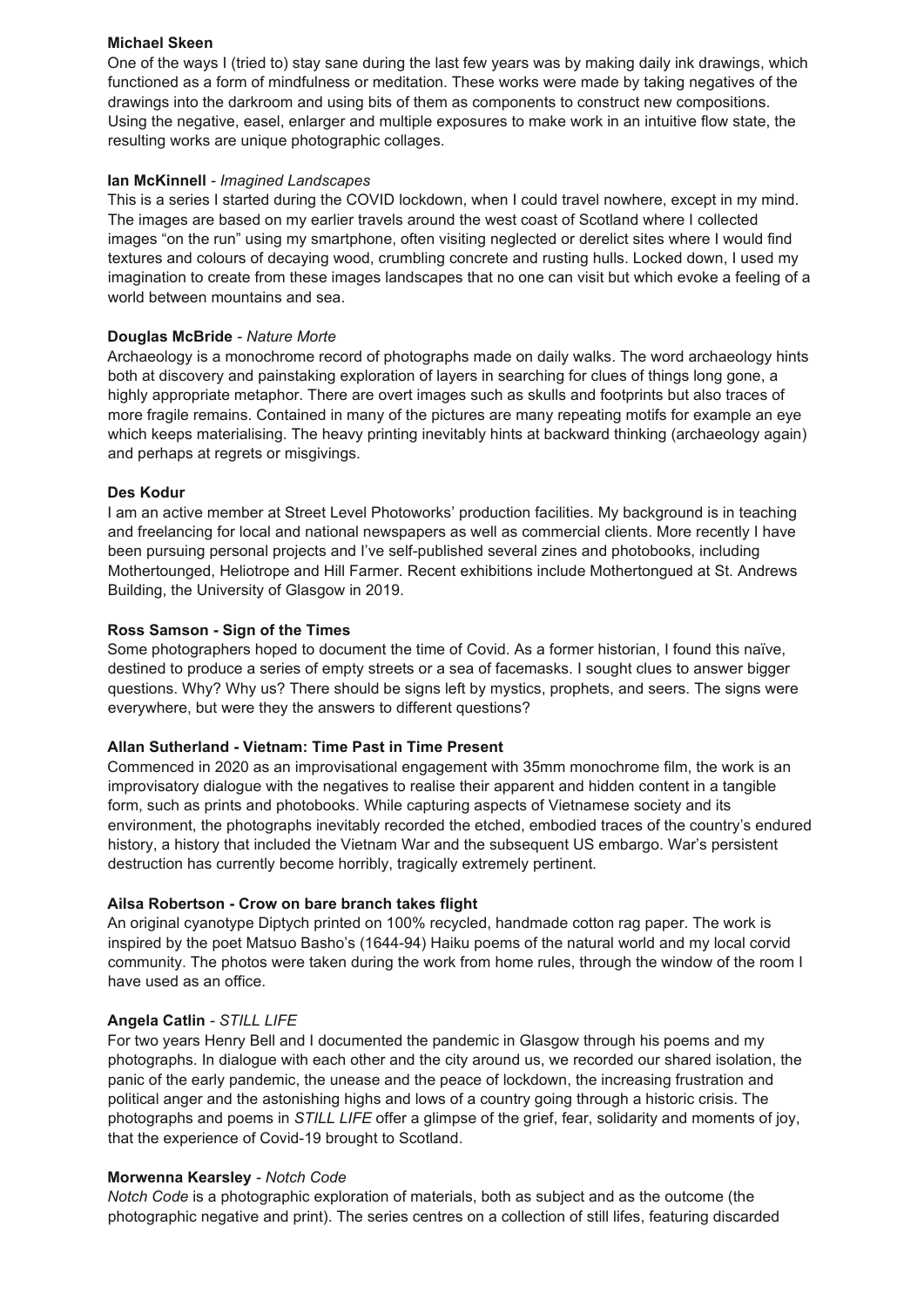**Michael Skeen**

One of the ways I (tried to) stay sane during the last few years was by making daily ink drawings, which functioned as a form of mindfulness or meditation. These works were made by taking negatives of the drawings into the darkroom and using bits of them as components to construct new compositions. Using the negative, easel, enlarger and multiple exposures to make work in an intuitive flow state, the resulting works are unique photographic collages.

**Ian McKinnell** - *Imagined Landscapes*

This is a series I started during the COVID lockdown, when I could travel nowhere, except in my mind. The images are based on my earlier travels around the west coast of Scotland where I collected images "on the run" using my smartphone, often visiting neglected or derelict sites where I would find textures and colours of decaying wood, crumbling concrete and rusting hulls. Locked down, I used my imagination to create from these images landscapes that no one can visit but which evoke a feeling of a world between mountains and sea.

**Douglas McBride** - *Nature Morte*

Archaeology is a monochrome record of photographs made on daily walks. The word archaeology hints both at discovery and painstaking exploration of layers in searching for clues of things long gone, a highly appropriate metaphor. There are overt images such as skulls and footprints but also traces of more fragile remains. Contained in many of the pictures are many repeating motifs for example an eye which keeps materialising. The heavy printing inevitably hints at backward thinking (archaeology again) and perhaps at regrets or misgivings.

**Des Kodur**

I am an active member at Street Level Photoworks' production facilities. My background is in teaching and freelancing for local and national newspapers as well as commercial clients. More recently I have been pursuing personal projects and I've self-published several zines and photobooks, including Mothertounged, Heliotrope and Hill Farmer. Recent exhibitions include Mothertongued at St. Andrews Building, the University of Glasgow in 2019.

**Ross Samson - Sign of the Times**

Some photographers hoped to document the time of Covid. As a former historian, I found this naïve, destined to produce a series of empty streets or a sea of facemasks. I sought clues to answer bigger questions. Why? Why us? There should be signs left by mystics, prophets, and seers. The signs were everywhere, but were they the answers to different questions?

**Allan Sutherland - Vietnam: Time Past in Time Present**

Commenced in 2020 as an improvisational engagement with 35mm monochrome film, the work is an improvisatory dialogue with the negatives to realise their apparent and hidden content in a tangible form, such as prints and photobooks. While capturing aspects of Vietnamese society and its environment, the photographs inevitably recorded the etched, embodied traces of the country's endured history, a history that included the Vietnam War and the subsequent US embargo. War's persistent destruction has currently become horribly, tragically extremely pertinent.

**Ailsa Robertson - Crow on bare branch takes flight**

An original cyanotype Diptych printed on 100% recycled, handmade cotton rag paper. The work is inspired by the poet Matsuo Basho's (1644-94) Haiku poems of the natural world and my local corvid community. The photos were taken during the work from home rules, through the window of the room I have used as an office.

**Angela Catlin** - *STILL LIFE*

For two years Henry Bell and I documented the pandemic in Glasgow through his poems and my photographs. In dialogue with each other and the city around us, we recorded our shared isolation, the panic of the early pandemic, the unease and the peace of lockdown, the increasing frustration and political anger and the astonishing highs and lows of a country going through a historic crisis. The photographs and poems in *STILL LIFE* offer a glimpse of the grief, fear, solidarity and moments of joy, that the experience of Covid-19 brought to Scotland.

**Morwenna Kearsley** - *Notch Code*

*Notch Code* is a photographic exploration of materials, both as subject and as the outcome (the photographic negative and print). The series centres on a collection of still lifes, featuring discarded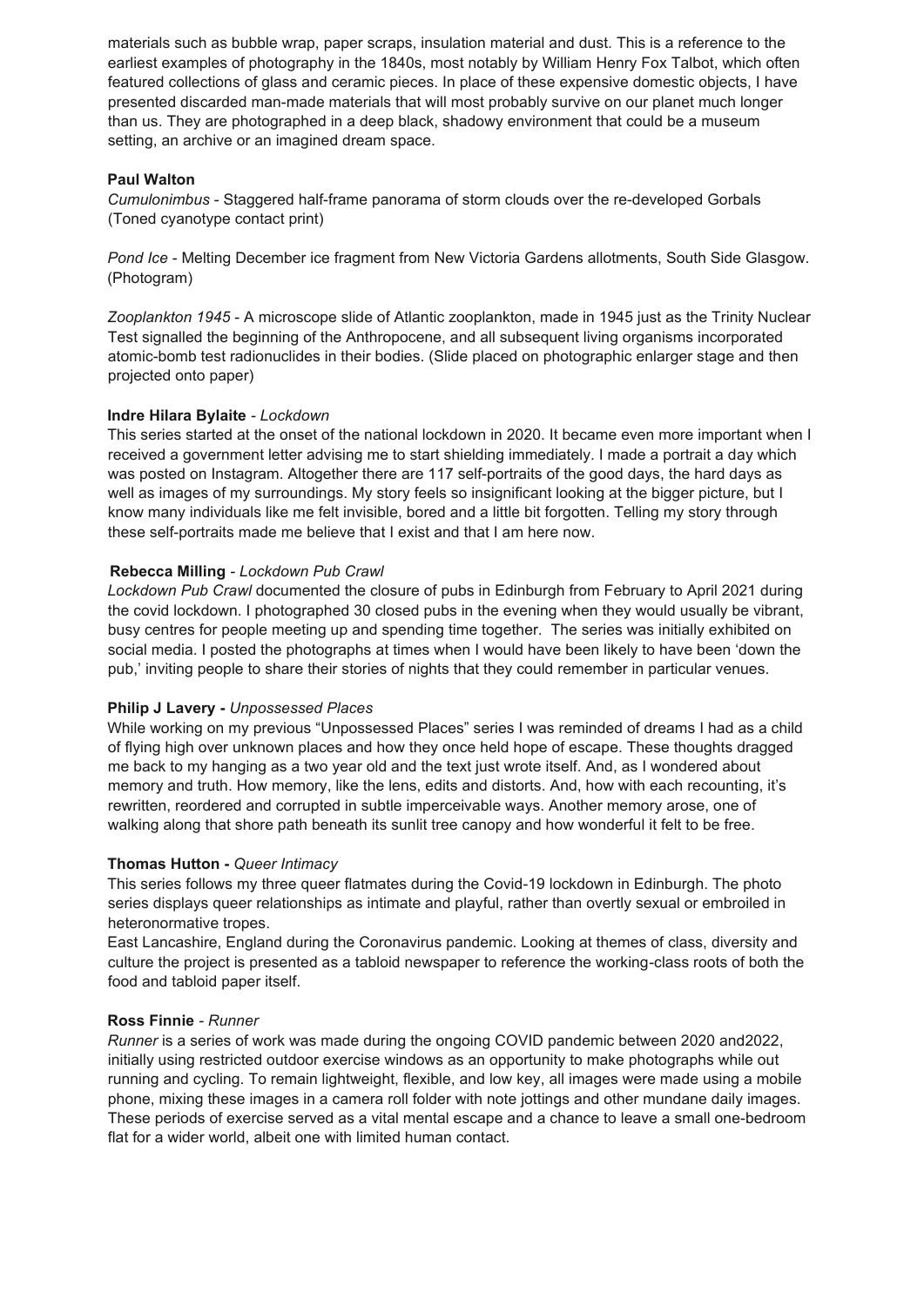materials such as bubble wrap, paper scraps, insulation material and dust. This is a reference to the earliest examples of photography in the 1840s, most notably by William Henry Fox Talbot, which often featured collections of glass and ceramic pieces. In place of these expensive domestic objects, I have presented discarded man-made materials that will most probably survive on our planet much longer than us. They are photographed in a deep black, shadowy environment that could be a museum setting, an archive or an imagined dream space.

**Paul Walton**

*Cumulonimbus* - Staggered half-frame panorama of storm clouds over the re-developed Gorbals (Toned cyanotype contact print)

*Pond Ice* - Melting December ice fragment from New Victoria Gardens allotments, South Side Glasgow. (Photogram)

*Zooplankton 1945* - A microscope slide of Atlantic zooplankton, made in 1945 just as the Trinity Nuclear Test signalled the beginning of the Anthropocene, and all subsequent living organisms incorporated atomic-bomb test radionuclides in their bodies. (Slide placed on photographic enlarger stage and then projected onto paper)

**Indre Hilara Bylaite** - *Lockdown*

This series started at the onset of the national lockdown in 2020. It became even more important when I received a government letter advising me to start shielding immediately. I made a portrait a day which was posted on Instagram. Altogether there are 117 self-portraits of the good days, the hard days as well as images of my surroundings. My story feels so insignificant looking at the bigger picture, but I know many individuals like me felt invisible, bored and a little bit forgotten. Telling my story through these self-portraits made me believe that I exist and that I am here now.

**Rebecca Milling** - *Lockdown Pub Crawl*

*Lockdown Pub Crawl* documented the closure of pubs in Edinburgh from February to April 2021 during the covid lockdown. I photographed 30 closed pubs in the evening when they would usually be vibrant, busy centres for people meeting up and spending time together. The series was initially exhibited on social media. I posted the photographs at times when I would have been likely to have been 'down the pub,' inviting people to share their stories of nights that they could remember in particular venues.

**Philip J Lavery -** *Unpossessed Places*

While working on my previous "Unpossessed Places" series I was reminded of dreams I had as a child of flying high over unknown places and how they once held hope of escape. These thoughts dragged me back to my hanging as a two year old and the text just wrote itself. And, as I wondered about memory and truth. How memory, like the lens, edits and distorts. And, how with each recounting, it's rewritten, reordered and corrupted in subtle imperceivable ways. Another memory arose, one of walking along that shore path beneath its sunlit tree canopy and how wonderful it felt to be free.

**Thomas Hutton -** *Queer Intimacy*

This series follows my three queer flatmates during the Covid-19 lockdown in Edinburgh. The photo series displays queer relationships as intimate and playful, rather than overtly sexual or embroiled in heteronormative tropes.

East Lancashire, England during the Coronavirus pandemic. Looking at themes of class, diversity and culture the project is presented as a tabloid newspaper to reference the working-class roots of both the food and tabloid paper itself.

**Ross Finnie** - *Runner*

*Runner* is a series of work was made during the ongoing COVID pandemic between 2020 and2022, initially using restricted outdoor exercise windows as an opportunity to make photographs while out running and cycling. To remain lightweight, flexible, and low key, all images were made using a mobile phone, mixing these images in a camera roll folder with note jottings and other mundane daily images. These periods of exercise served as a vital mental escape and a chance to leave a small one-bedroom flat for a wider world, albeit one with limited human contact.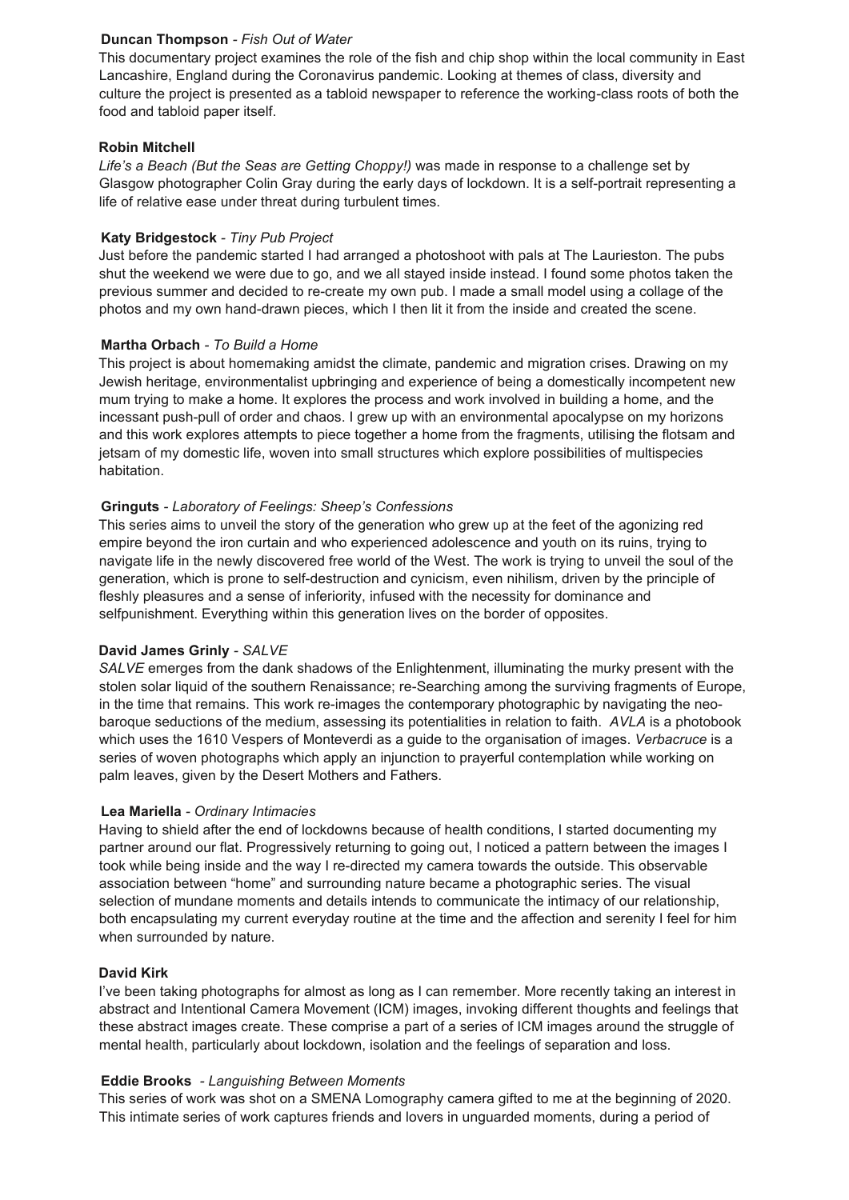**Duncan Thompson** - *Fish Out of Water*
This documentary project examines the role of the fish and chip shop within the local community in East Lancashire, England during the Coronavirus pandemic. Looking at themes of class, diversity and culture the project is presented as a tabloid newspaper to reference the working-class roots of both the food and tabloid paper itself.

**Robin Mitchell**
*Life's a Beach (But the Seas are Getting Choppy!)* was made in response to a challenge set by Glasgow photographer Colin Gray during the early days of lockdown. It is a self-portrait representing a life of relative ease under threat during turbulent times.

**Katy Bridgestock** - *Tiny Pub Project*
Just before the pandemic started I had arranged a photoshoot with pals at The Laurieston. The pubs shut the weekend we were due to go, and we all stayed inside instead. I found some photos taken the previous summer and decided to re-create my own pub. I made a small model using a collage of the photos and my own hand-drawn pieces, which I then lit it from the inside and created the scene.

**Martha Orbach** - *To Build a Home*
This project is about homemaking amidst the climate, pandemic and migration crises. Drawing on my Jewish heritage, environmentalist upbringing and experience of being a domestically incompetent new mum trying to make a home. It explores the process and work involved in building a home, and the incessant push-pull of order and chaos. I grew up with an environmental apocalypse on my horizons and this work explores attempts to piece together a home from the fragments, utilising the flotsam and jetsam of my domestic life, woven into small structures which explore possibilities of multispecies habitation.

**Gringuts** - *Laboratory of Feelings: Sheep's Confessions*
This series aims to unveil the story of the generation who grew up at the feet of the agonizing red empire beyond the iron curtain and who experienced adolescence and youth on its ruins, trying to navigate life in the newly discovered free world of the West. The work is trying to unveil the soul of the generation, which is prone to self-destruction and cynicism, even nihilism, driven by the principle of fleshly pleasures and a sense of inferiority, infused with the necessity for dominance and selfpunishment. Everything within this generation lives on the border of opposites.

**David James Grinly** - *SALVE*
*SALVE* emerges from the dank shadows of the Enlightenment, illuminating the murky present with the stolen solar liquid of the southern Renaissance; re-Searching among the surviving fragments of Europe, in the time that remains. This work re-images the contemporary photographic by navigating the neo-baroque seductions of the medium, assessing its potentialities in relation to faith. *AVLA* is a photobook which uses the 1610 Vespers of Monteverdi as a guide to the organisation of images. *Verbacruce* is a series of woven photographs which apply an injunction to prayerful contemplation while working on palm leaves, given by the Desert Mothers and Fathers.

**Lea Mariella** - *Ordinary Intimacies*
Having to shield after the end of lockdowns because of health conditions, I started documenting my partner around our flat. Progressively returning to going out, I noticed a pattern between the images I took while being inside and the way I re-directed my camera towards the outside. This observable association between "home" and surrounding nature became a photographic series. The visual selection of mundane moments and details intends to communicate the intimacy of our relationship, both encapsulating my current everyday routine at the time and the affection and serenity I feel for him when surrounded by nature.

**David Kirk**
I've been taking photographs for almost as long as I can remember. More recently taking an interest in abstract and Intentional Camera Movement (ICM) images, invoking different thoughts and feelings that these abstract images create. These comprise a part of a series of ICM images around the struggle of mental health, particularly about lockdown, isolation and the feelings of separation and loss.

**Eddie Brooks** - *Languishing Between Moments*
This series of work was shot on a SMENA Lomography camera gifted to me at the beginning of 2020. This intimate series of work captures friends and lovers in unguarded moments, during a period of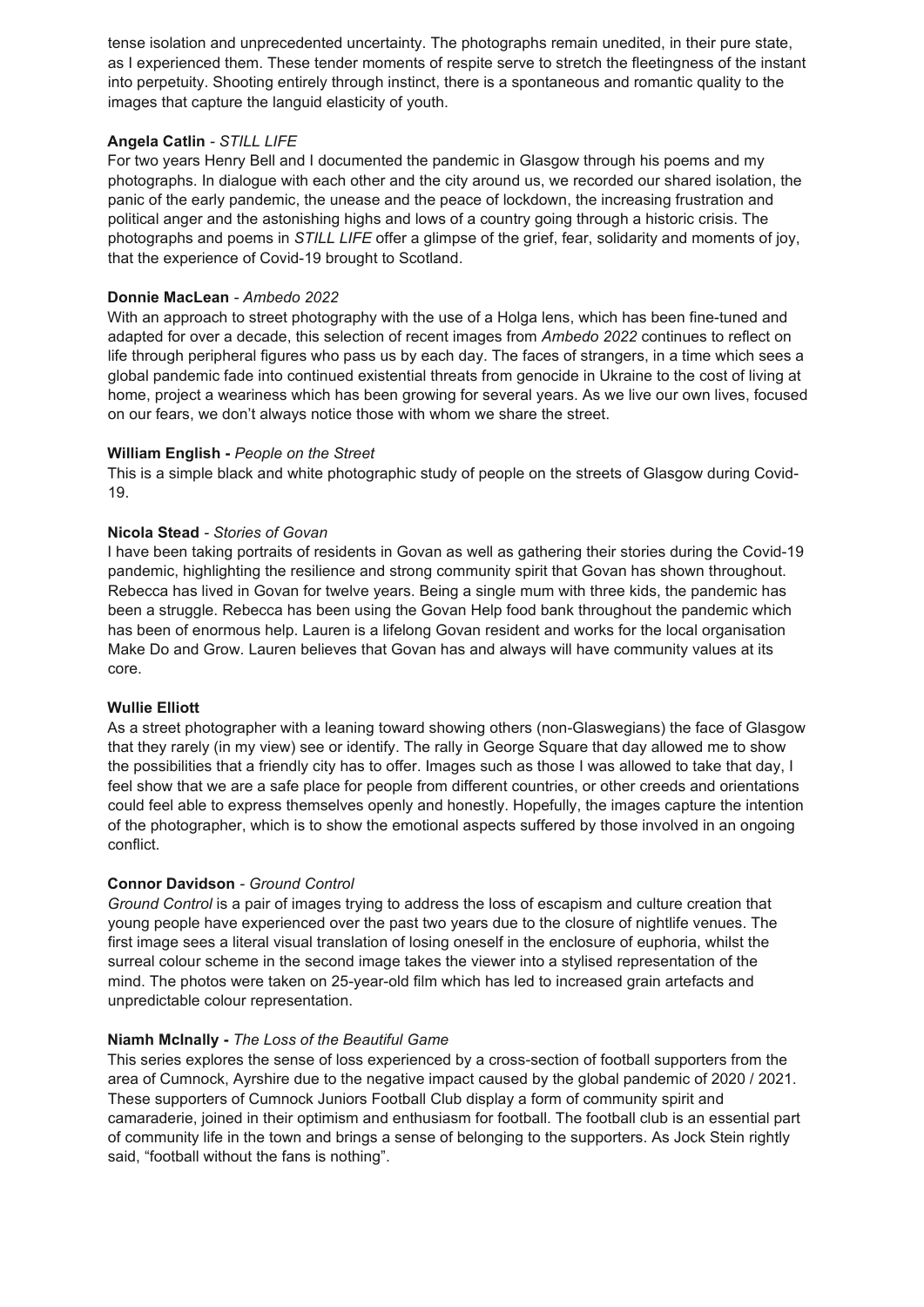tense isolation and unprecedented uncertainty. The photographs remain unedited, in their pure state, as I experienced them. These tender moments of respite serve to stretch the fleetingness of the instant into perpetuity. Shooting entirely through instinct, there is a spontaneous and romantic quality to the images that capture the languid elasticity of youth.

**Angela Catlin** - *STILL LIFE*

For two years Henry Bell and I documented the pandemic in Glasgow through his poems and my photographs. In dialogue with each other and the city around us, we recorded our shared isolation, the panic of the early pandemic, the unease and the peace of lockdown, the increasing frustration and political anger and the astonishing highs and lows of a country going through a historic crisis. The photographs and poems in *STILL LIFE* offer a glimpse of the grief, fear, solidarity and moments of joy, that the experience of Covid-19 brought to Scotland.

**Donnie MacLean** - *Ambedo 2022*

With an approach to street photography with the use of a Holga lens, which has been fine-tuned and adapted for over a decade, this selection of recent images from *Ambedo 2022* continues to reflect on life through peripheral figures who pass us by each day. The faces of strangers, in a time which sees a global pandemic fade into continued existential threats from genocide in Ukraine to the cost of living at home, project a weariness which has been growing for several years. As we live our own lives, focused on our fears, we don't always notice those with whom we share the street.

**William English -** *People on the Street*

This is a simple black and white photographic study of people on the streets of Glasgow during Covid-19.

**Nicola Stead** - *Stories of Govan*

I have been taking portraits of residents in Govan as well as gathering their stories during the Covid-19 pandemic, highlighting the resilience and strong community spirit that Govan has shown throughout. Rebecca has lived in Govan for twelve years. Being a single mum with three kids, the pandemic has been a struggle. Rebecca has been using the Govan Help food bank throughout the pandemic which has been of enormous help. Lauren is a lifelong Govan resident and works for the local organisation Make Do and Grow. Lauren believes that Govan has and always will have community values at its core.

**Wullie Elliott**

As a street photographer with a leaning toward showing others (non-Glaswegians) the face of Glasgow that they rarely (in my view) see or identify. The rally in George Square that day allowed me to show the possibilities that a friendly city has to offer. Images such as those I was allowed to take that day, I feel show that we are a safe place for people from different countries, or other creeds and orientations could feel able to express themselves openly and honestly. Hopefully, the images capture the intention of the photographer, which is to show the emotional aspects suffered by those involved in an ongoing conflict.

**Connor Davidson** - *Ground Control*

*Ground Control* is a pair of images trying to address the loss of escapism and culture creation that young people have experienced over the past two years due to the closure of nightlife venues. The first image sees a literal visual translation of losing oneself in the enclosure of euphoria, whilst the surreal colour scheme in the second image takes the viewer into a stylised representation of the mind. The photos were taken on 25-year-old film which has led to increased grain artefacts and unpredictable colour representation.

**Niamh McInally -** *The Loss of the Beautiful Game*

This series explores the sense of loss experienced by a cross-section of football supporters from the area of Cumnock, Ayrshire due to the negative impact caused by the global pandemic of 2020 / 2021. These supporters of Cumnock Juniors Football Club display a form of community spirit and camaraderie, joined in their optimism and enthusiasm for football. The football club is an essential part of community life in the town and brings a sense of belonging to the supporters. As Jock Stein rightly said, "football without the fans is nothing".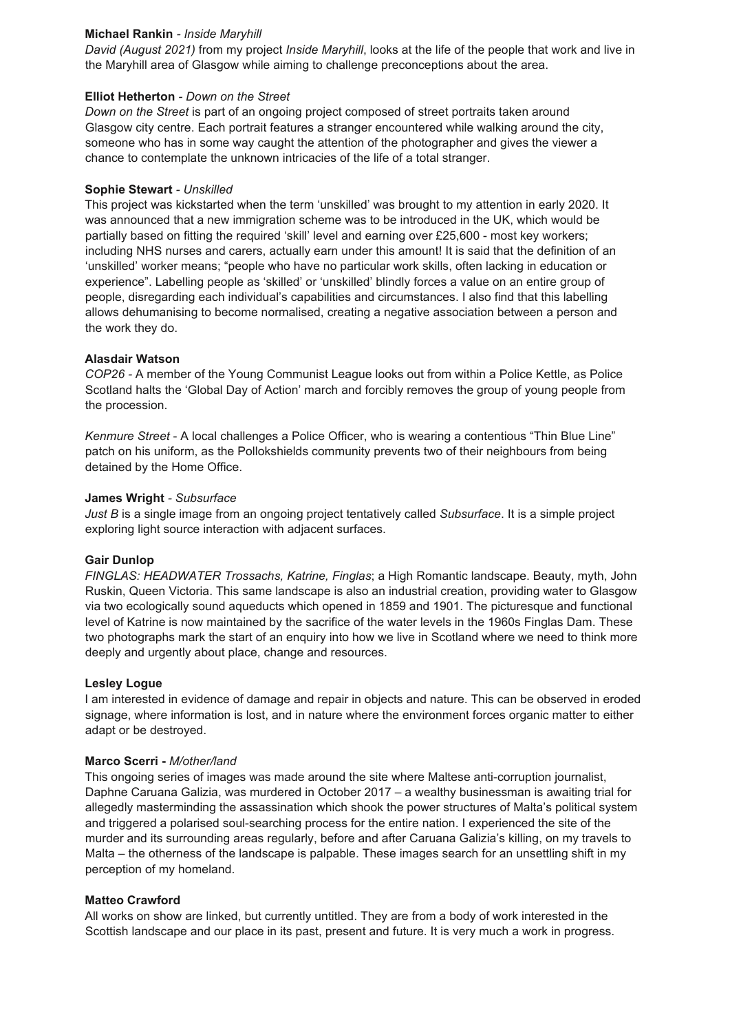**Michael Rankin** - *Inside Maryhill*
*David (August 2021)* from my project *Inside Maryhill*, looks at the life of the people that work and live in the Maryhill area of Glasgow while aiming to challenge preconceptions about the area.

**Elliot Hetherton** - *Down on the Street*
*Down on the Street* is part of an ongoing project composed of street portraits taken around Glasgow city centre. Each portrait features a stranger encountered while walking around the city, someone who has in some way caught the attention of the photographer and gives the viewer a chance to contemplate the unknown intricacies of the life of a total stranger.

**Sophie Stewart** - *Unskilled*
This project was kickstarted when the term 'unskilled' was brought to my attention in early 2020. It was announced that a new immigration scheme was to be introduced in the UK, which would be partially based on fitting the required 'skill' level and earning over £25,600 - most key workers; including NHS nurses and carers, actually earn under this amount! It is said that the definition of an 'unskilled' worker means; "people who have no particular work skills, often lacking in education or experience". Labelling people as 'skilled' or 'unskilled' blindly forces a value on an entire group of people, disregarding each individual's capabilities and circumstances. I also find that this labelling allows dehumanising to become normalised, creating a negative association between a person and the work they do.

**Alasdair Watson**
*COP26* - A member of the Young Communist League looks out from within a Police Kettle, as Police Scotland halts the 'Global Day of Action' march and forcibly removes the group of young people from the procession.

*Kenmure Street* - A local challenges a Police Officer, who is wearing a contentious "Thin Blue Line" patch on his uniform, as the Pollokshields community prevents two of their neighbours from being detained by the Home Office.

**James Wright** - *Subsurface*
*Just B* is a single image from an ongoing project tentatively called *Subsurface*. It is a simple project exploring light source interaction with adjacent surfaces.

**Gair Dunlop**
*FINGLAS: HEADWATER Trossachs, Katrine, Finglas*; a High Romantic landscape. Beauty, myth, John Ruskin, Queen Victoria. This same landscape is also an industrial creation, providing water to Glasgow via two ecologically sound aqueducts which opened in 1859 and 1901. The picturesque and functional level of Katrine is now maintained by the sacrifice of the water levels in the 1960s Finglas Dam. These two photographs mark the start of an enquiry into how we live in Scotland where we need to think more deeply and urgently about place, change and resources.

**Lesley Logue**
I am interested in evidence of damage and repair in objects and nature. This can be observed in eroded signage, where information is lost, and in nature where the environment forces organic matter to either adapt or be destroyed.

**Marco Scerri -** *M/other/land*
This ongoing series of images was made around the site where Maltese anti-corruption journalist, Daphne Caruana Galizia, was murdered in October 2017 – a wealthy businessman is awaiting trial for allegedly masterminding the assassination which shook the power structures of Malta's political system and triggered a polarised soul-searching process for the entire nation. I experienced the site of the murder and its surrounding areas regularly, before and after Caruana Galizia's killing, on my travels to Malta – the otherness of the landscape is palpable. These images search for an unsettling shift in my perception of my homeland.

**Matteo Crawford**
All works on show are linked, but currently untitled. They are from a body of work interested in the Scottish landscape and our place in its past, present and future. It is very much a work in progress.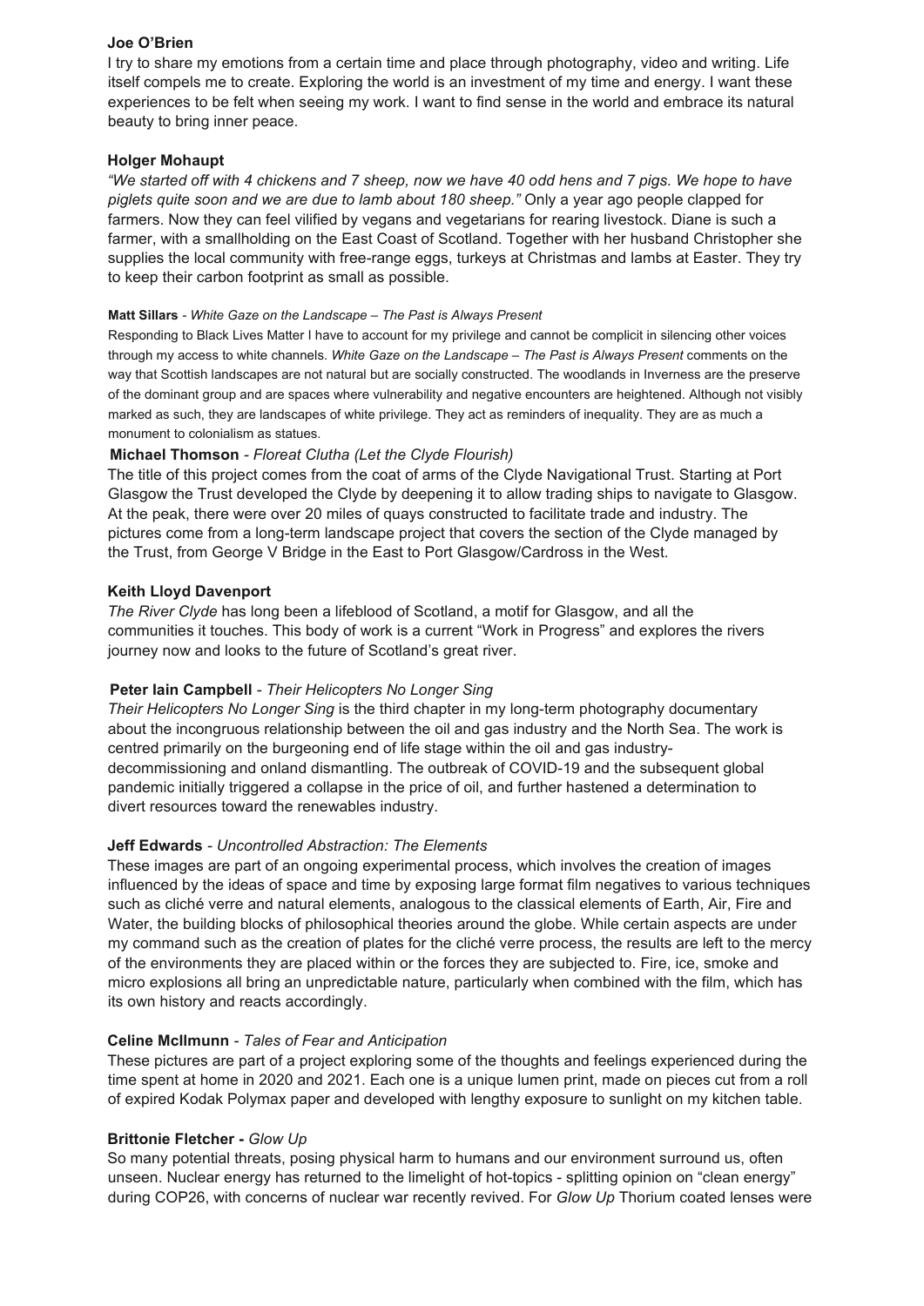**Joe O'Brien**

I try to share my emotions from a certain time and place through photography, video and writing. Life itself compels me to create. Exploring the world is an investment of my time and energy. I want these experiences to be felt when seeing my work. I want to find sense in the world and embrace its natural beauty to bring inner peace.

**Holger Mohaupt**

*"We started off with 4 chickens and 7 sheep, now we have 40 odd hens and 7 pigs. We hope to have piglets quite soon and we are due to lamb about 180 sheep."* Only a year ago people clapped for farmers. Now they can feel vilified by vegans and vegetarians for rearing livestock. Diane is such a farmer, with a smallholding on the East Coast of Scotland. Together with her husband Christopher she supplies the local community with free-range eggs, turkeys at Christmas and lambs at Easter. They try to keep their carbon footprint as small as possible.

**Matt Sillars** - *White Gaze on the Landscape – The Past is Always Present*

Responding to Black Lives Matter I have to account for my privilege and cannot be complicit in silencing other voices through my access to white channels. *White Gaze on the Landscape – The Past is Always Present* comments on the way that Scottish landscapes are not natural but are socially constructed. The woodlands in Inverness are the preserve of the dominant group and are spaces where vulnerability and negative encounters are heightened. Although not visibly marked as such, they are landscapes of white privilege. They act as reminders of inequality. They are as much a monument to colonialism as statues.

**Michael Thomson** - *Floreat Clutha (Let the Clyde Flourish)*

The title of this project comes from the coat of arms of the Clyde Navigational Trust. Starting at Port Glasgow the Trust developed the Clyde by deepening it to allow trading ships to navigate to Glasgow. At the peak, there were over 20 miles of quays constructed to facilitate trade and industry. The pictures come from a long-term landscape project that covers the section of the Clyde managed by the Trust, from George V Bridge in the East to Port Glasgow/Cardross in the West.

**Keith Lloyd Davenport**

*The River Clyde* has long been a lifeblood of Scotland, a motif for Glasgow, and all the communities it touches. This body of work is a current "Work in Progress" and explores the rivers journey now and looks to the future of Scotland's great river.

**Peter Iain Campbell** - *Their Helicopters No Longer Sing*

*Their Helicopters No Longer Sing* is the third chapter in my long-term photography documentary about the incongruous relationship between the oil and gas industry and the North Sea. The work is centred primarily on the burgeoning end of life stage within the oil and gas industry-decommissioning and onland dismantling. The outbreak of COVID-19 and the subsequent global pandemic initially triggered a collapse in the price of oil, and further hastened a determination to divert resources toward the renewables industry.

**Jeff Edwards** - *Uncontrolled Abstraction: The Elements*

These images are part of an ongoing experimental process, which involves the creation of images influenced by the ideas of space and time by exposing large format film negatives to various techniques such as cliché verre and natural elements, analogous to the classical elements of Earth, Air, Fire and Water, the building blocks of philosophical theories around the globe. While certain aspects are under my command such as the creation of plates for the cliché verre process, the results are left to the mercy of the environments they are placed within or the forces they are subjected to. Fire, ice, smoke and micro explosions all bring an unpredictable nature, particularly when combined with the film, which has its own history and reacts accordingly.

**Celine McIlmunn** - *Tales of Fear and Anticipation*

These pictures are part of a project exploring some of the thoughts and feelings experienced during the time spent at home in 2020 and 2021. Each one is a unique lumen print, made on pieces cut from a roll of expired Kodak Polymax paper and developed with lengthy exposure to sunlight on my kitchen table.

**Brittonie Fletcher -** *Glow Up*

So many potential threats, posing physical harm to humans and our environment surround us, often unseen. Nuclear energy has returned to the limelight of hot-topics - splitting opinion on "clean energy" during COP26, with concerns of nuclear war recently revived. For *Glow Up* Thorium coated lenses were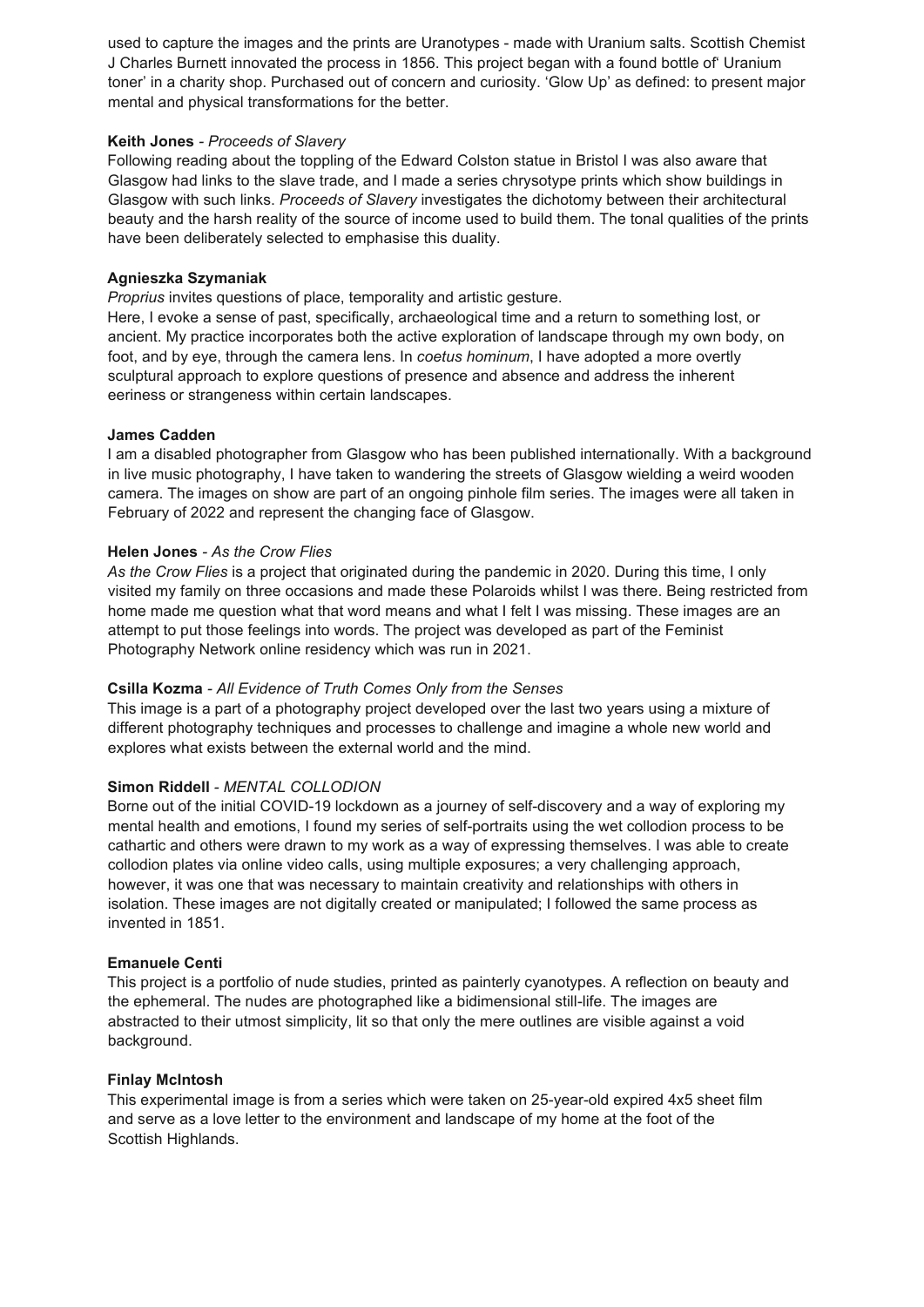used to capture the images and the prints are Uranotypes - made with Uranium salts. Scottish Chemist J Charles Burnett innovated the process in 1856. This project began with a found bottle of' Uranium toner' in a charity shop. Purchased out of concern and curiosity. 'Glow Up' as defined: to present major mental and physical transformations for the better.

**Keith Jones** - *Proceeds of Slavery*

Following reading about the toppling of the Edward Colston statue in Bristol I was also aware that Glasgow had links to the slave trade, and I made a series chrysotype prints which show buildings in Glasgow with such links. *Proceeds of Slavery* investigates the dichotomy between their architectural beauty and the harsh reality of the source of income used to build them. The tonal qualities of the prints have been deliberately selected to emphasise this duality.

**Agnieszka Szymaniak**

*Proprius* invites questions of place, temporality and artistic gesture.

Here, I evoke a sense of past, specifically, archaeological time and a return to something lost, or ancient. My practice incorporates both the active exploration of landscape through my own body, on foot, and by eye, through the camera lens. In *coetus hominum*, I have adopted a more overtly sculptural approach to explore questions of presence and absence and address the inherent eeriness or strangeness within certain landscapes.

**James Cadden**

I am a disabled photographer from Glasgow who has been published internationally. With a background in live music photography, I have taken to wandering the streets of Glasgow wielding a weird wooden camera. The images on show are part of an ongoing pinhole film series. The images were all taken in February of 2022 and represent the changing face of Glasgow.

**Helen Jones** - *As the Crow Flies*

*As the Crow Flies* is a project that originated during the pandemic in 2020. During this time, I only visited my family on three occasions and made these Polaroids whilst I was there. Being restricted from home made me question what that word means and what I felt I was missing. These images are an attempt to put those feelings into words. The project was developed as part of the Feminist Photography Network online residency which was run in 2021.

**Csilla Kozma** - *All Evidence of Truth Comes Only from the Senses*

This image is a part of a photography project developed over the last two years using a mixture of different photography techniques and processes to challenge and imagine a whole new world and explores what exists between the external world and the mind.

**Simon Riddell** - *MENTAL COLLODION*

Borne out of the initial COVID-19 lockdown as a journey of self-discovery and a way of exploring my mental health and emotions, I found my series of self-portraits using the wet collodion process to be cathartic and others were drawn to my work as a way of expressing themselves. I was able to create collodion plates via online video calls, using multiple exposures; a very challenging approach, however, it was one that was necessary to maintain creativity and relationships with others in isolation. These images are not digitally created or manipulated; I followed the same process as invented in 1851.

**Emanuele Centi**

This project is a portfolio of nude studies, printed as painterly cyanotypes. A reflection on beauty and the ephemeral. The nudes are photographed like a bidimensional still-life. The images are abstracted to their utmost simplicity, lit so that only the mere outlines are visible against a void background.

**Finlay McIntosh**

This experimental image is from a series which were taken on 25-year-old expired 4x5 sheet film and serve as a love letter to the environment and landscape of my home at the foot of the Scottish Highlands.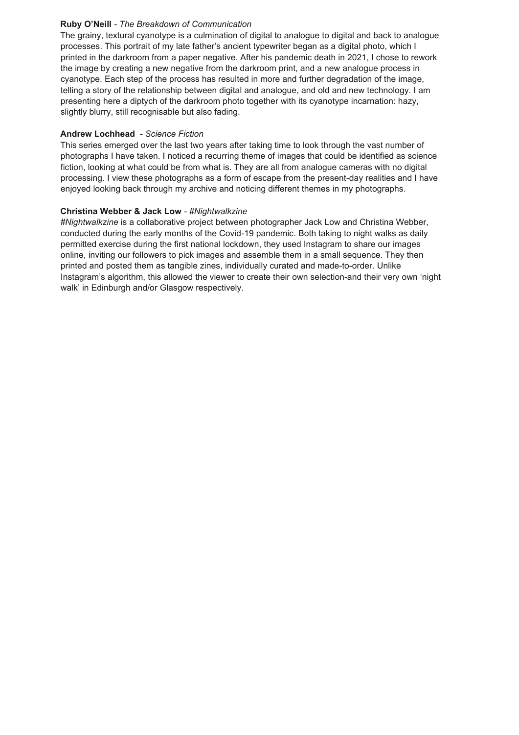**Ruby O'Neill** - *The Breakdown of Communication*

The grainy, textural cyanotype is a culmination of digital to analogue to digital and back to analogue processes. This portrait of my late father's ancient typewriter began as a digital photo, which I printed in the darkroom from a paper negative. After his pandemic death in 2021, I chose to rework the image by creating a new negative from the darkroom print, and a new analogue process in cyanotype. Each step of the process has resulted in more and further degradation of the image, telling a story of the relationship between digital and analogue, and old and new technology. I am presenting here a diptych of the darkroom photo together with its cyanotype incarnation: hazy, slightly blurry, still recognisable but also fading.

**Andrew Lochhead** - *Science Fiction*

This series emerged over the last two years after taking time to look through the vast number of photographs I have taken. I noticed a recurring theme of images that could be identified as science fiction, looking at what could be from what is. They are all from analogue cameras with no digital processing. I view these photographs as a form of escape from the present-day realities and I have enjoyed looking back through my archive and noticing different themes in my photographs.

**Christina Webber & Jack Low** - *#Nightwalkzine*

*#Nightwalkzine* is a collaborative project between photographer Jack Low and Christina Webber, conducted during the early months of the Covid-19 pandemic. Both taking to night walks as daily permitted exercise during the first national lockdown, they used Instagram to share our images online, inviting our followers to pick images and assemble them in a small sequence. They then printed and posted them as tangible zines, individually curated and made-to-order. Unlike Instagram's algorithm, this allowed the viewer to create their own selection-and their very own 'night walk' in Edinburgh and/or Glasgow respectively.